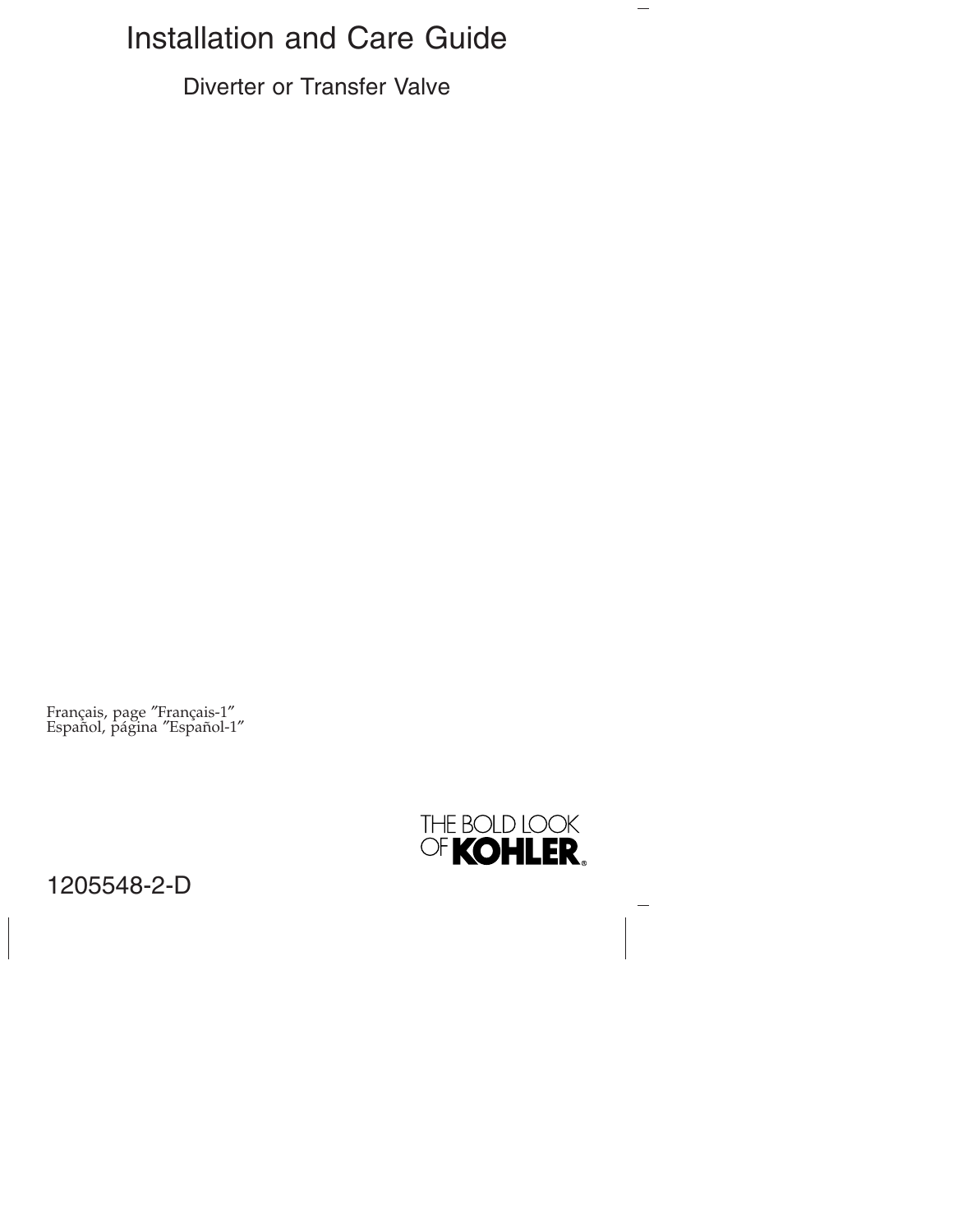# Installation and Care Guide

## Diverter or Transfer Valve

Français, page ″Français-1″
Español, página ″Español-1″

THE BOLD LOOK OF KOHLER®

1205548-2-D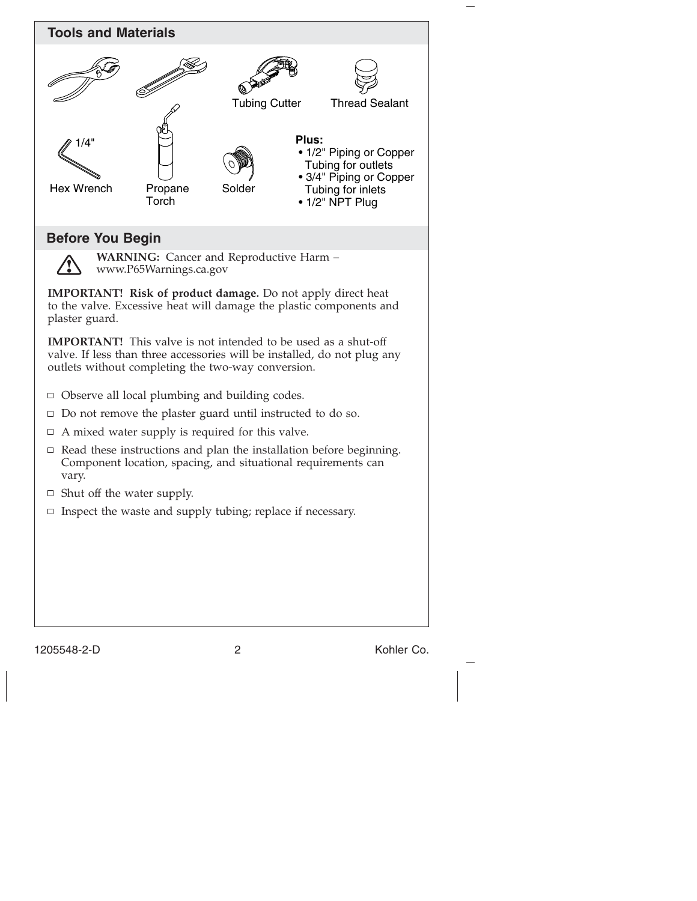## Tools and Materials

Tubing Cutter

Thread Sealant

1/4"

Hex Wrench

Propane Torch

Solder

**Plus:**

- 1/2" Piping or Copper Tubing for outlets
- 3/4" Piping or Copper Tubing for inlets
- 1/2" NPT Plug

## Before You Begin

**WARNING:** Cancer and Reproductive Harm – www.P65Warnings.ca.gov

**IMPORTANT! Risk of product damage.** Do not apply direct heat to the valve. Excessive heat will damage the plastic components and plaster guard.

**IMPORTANT!** This valve is not intended to be used as a shut-off valve. If less than three accessories will be installed, do not plug any outlets without completing the two-way conversion.

- ☐ Observe all local plumbing and building codes.
- ☐ Do not remove the plaster guard until instructed to do so.
- ☐ A mixed water supply is required for this valve.
- ☐ Read these instructions and plan the installation before beginning. Component location, spacing, and situational requirements can vary.
- ☐ Shut off the water supply.
- ☐ Inspect the waste and supply tubing; replace if necessary.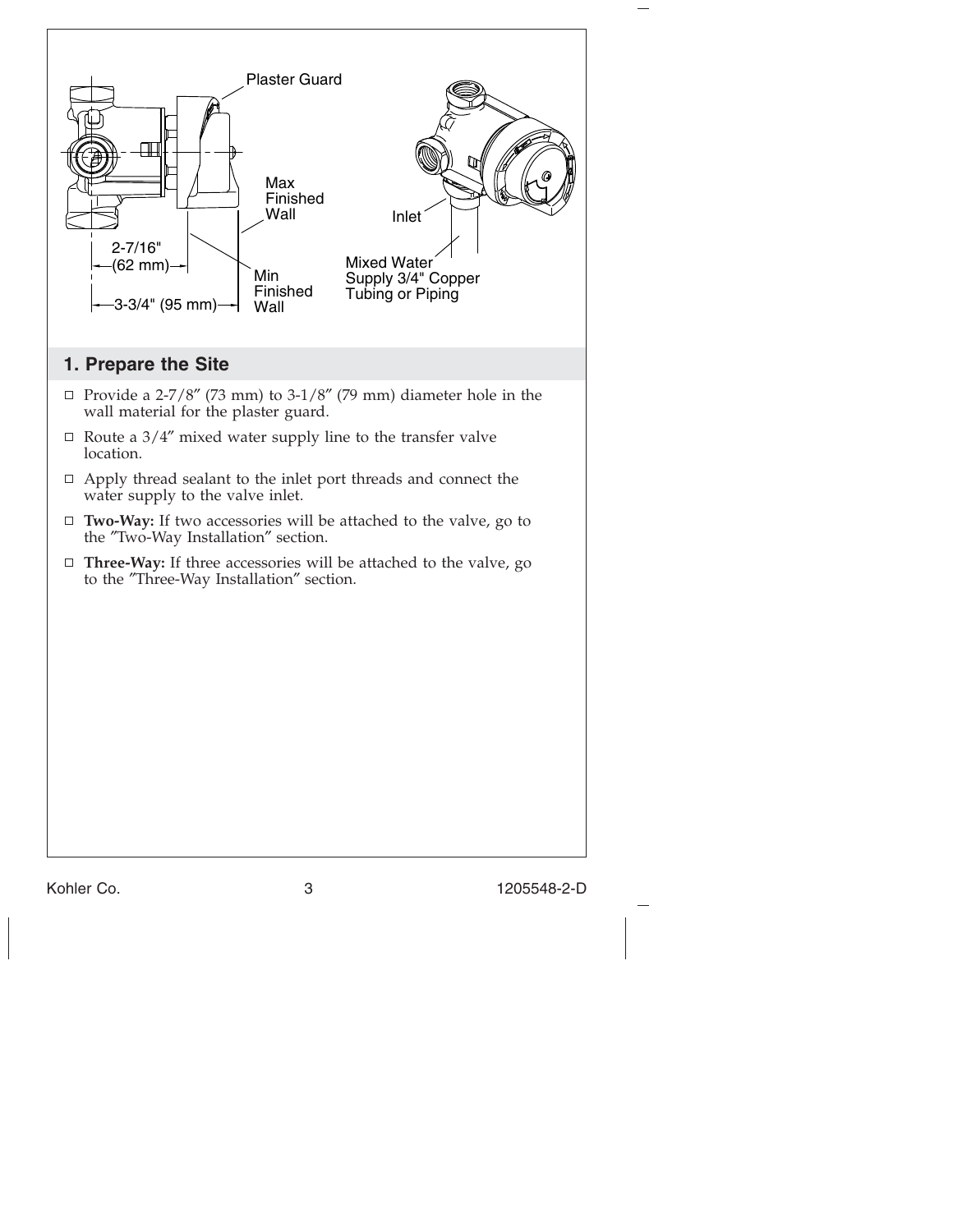Plaster Guard

Max Finished Wall

Min Finished Wall

2-7/16" (62 mm)

3-3/4" (95 mm)

Inlet

Mixed Water Supply 3/4" Copper Tubing or Piping

## 1. Prepare the Site

- Provide a 2-7/8″ (73 mm) to 3-1/8″ (79 mm) diameter hole in the wall material for the plaster guard.
- Route a 3/4″ mixed water supply line to the transfer valve location.
- Apply thread sealant to the inlet port threads and connect the water supply to the valve inlet.
- **Two-Way:** If two accessories will be attached to the valve, go to the ″Two-Way Installation″ section.
- **Three-Way:** If three accessories will be attached to the valve, go to the ″Three-Way Installation″ section.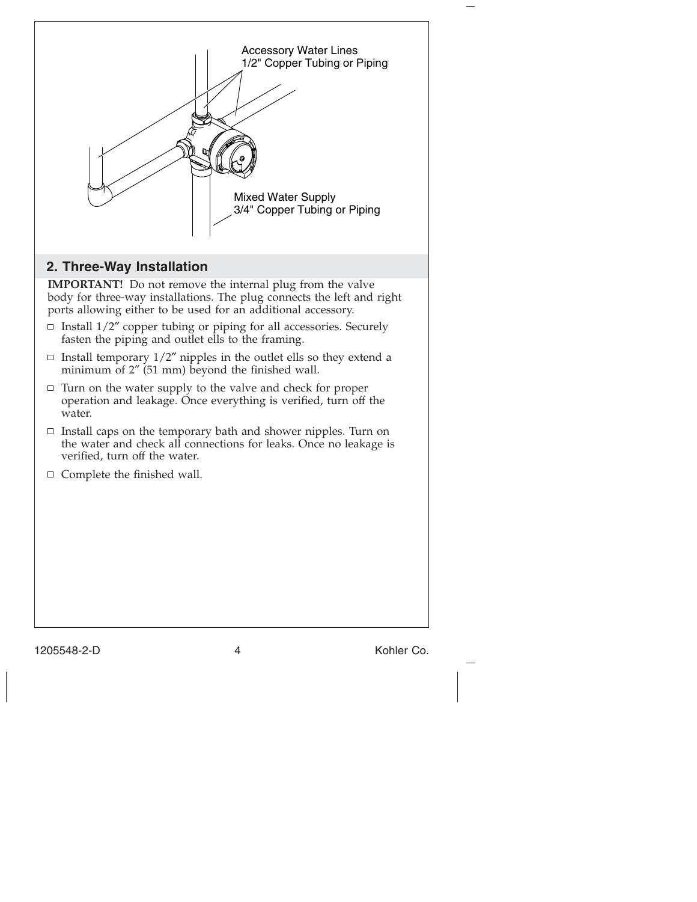Accessory Water Lines
1/2" Copper Tubing or Piping

Mixed Water Supply
3/4" Copper Tubing or Piping

## 2. Three-Way Installation

**IMPORTANT!** Do not remove the internal plug from the valve body for three-way installations. The plug connects the left and right ports allowing either to be used for an additional accessory.

- Install 1/2″ copper tubing or piping for all accessories. Securely fasten the piping and outlet ells to the framing.
- Install temporary 1/2″ nipples in the outlet ells so they extend a minimum of 2″ (51 mm) beyond the finished wall.
- Turn on the water supply to the valve and check for proper operation and leakage. Once everything is verified, turn off the water.
- Install caps on the temporary bath and shower nipples. Turn on the water and check all connections for leaks. Once no leakage is verified, turn off the water.
- Complete the finished wall.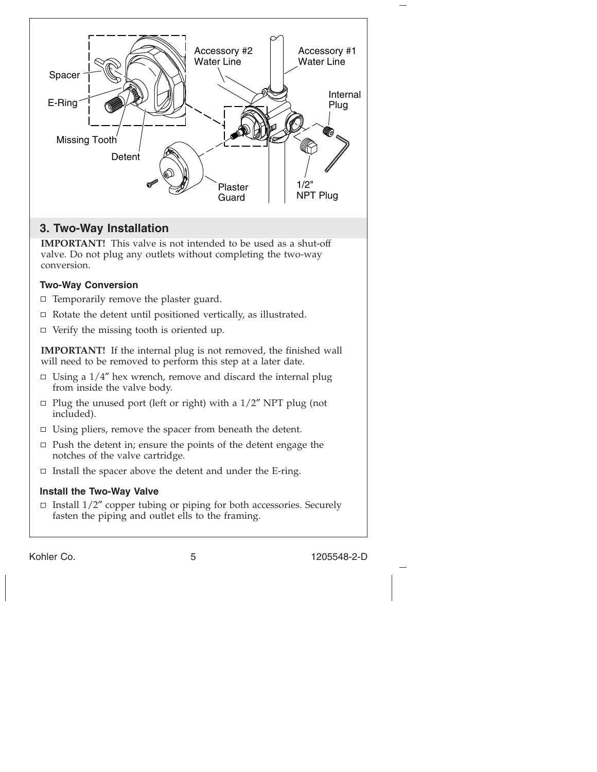Spacer

E-Ring

Missing Tooth

Detent

Accessory #2 Water Line

Accessory #1 Water Line

Internal Plug

Plaster Guard

1/2" NPT Plug

## 3. Two-Way Installation

**IMPORTANT!** This valve is not intended to be used as a shut-off valve. Do not plug any outlets without completing the two-way conversion.

### Two-Way Conversion

- Temporarily remove the plaster guard.
- Rotate the detent until positioned vertically, as illustrated.
- Verify the missing tooth is oriented up.

**IMPORTANT!** If the internal plug is not removed, the finished wall will need to be removed to perform this step at a later date.

- Using a 1/4″ hex wrench, remove and discard the internal plug from inside the valve body.
- Plug the unused port (left or right) with a 1/2″ NPT plug (not included).
- Using pliers, remove the spacer from beneath the detent.
- Push the detent in; ensure the points of the detent engage the notches of the valve cartridge.
- Install the spacer above the detent and under the E-ring.

### Install the Two-Way Valve

- Install 1/2″ copper tubing or piping for both accessories. Securely fasten the piping and outlet ells to the framing.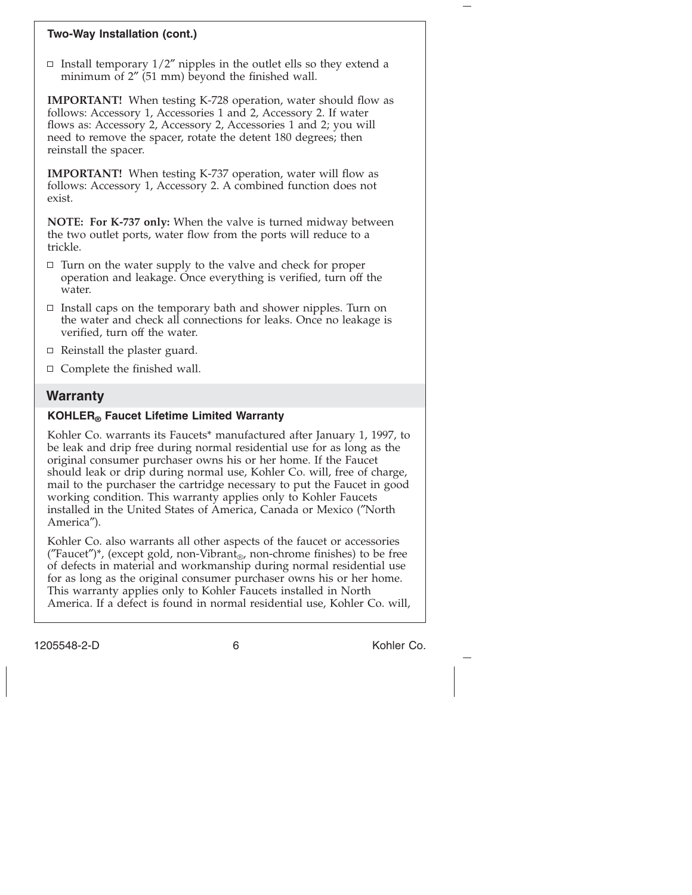### Two-Way Installation (cont.)

- ☐ Install temporary 1/2″ nipples in the outlet ells so they extend a minimum of 2″ (51 mm) beyond the finished wall.

**IMPORTANT!** When testing K-728 operation, water should flow as follows: Accessory 1, Accessories 1 and 2, Accessory 2. If water flows as: Accessory 2, Accessory 2, Accessories 1 and 2; you will need to remove the spacer, rotate the detent 180 degrees; then reinstall the spacer.

**IMPORTANT!** When testing K-737 operation, water will flow as follows: Accessory 1, Accessory 2. A combined function does not exist.

**NOTE: For K-737 only:** When the valve is turned midway between the two outlet ports, water flow from the ports will reduce to a trickle.

- ☐ Turn on the water supply to the valve and check for proper operation and leakage. Once everything is verified, turn off the water.
- ☐ Install caps on the temporary bath and shower nipples. Turn on the water and check all connections for leaks. Once no leakage is verified, turn off the water.
- ☐ Reinstall the plaster guard.
- ☐ Complete the finished wall.

## Warranty

### KOHLER® Faucet Lifetime Limited Warranty

Kohler Co. warrants its Faucets* manufactured after January 1, 1997, to be leak and drip free during normal residential use for as long as the original consumer purchaser owns his or her home. If the Faucet should leak or drip during normal use, Kohler Co. will, free of charge, mail to the purchaser the cartridge necessary to put the Faucet in good working condition. This warranty applies only to Kohler Faucets installed in the United States of America, Canada or Mexico (″North America″).

Kohler Co. also warrants all other aspects of the faucet or accessories (″Faucet″)*, (except gold, non-Vibrant®, non-chrome finishes) to be free of defects in material and workmanship during normal residential use for as long as the original consumer purchaser owns his or her home. This warranty applies only to Kohler Faucets installed in North America. If a defect is found in normal residential use, Kohler Co. will,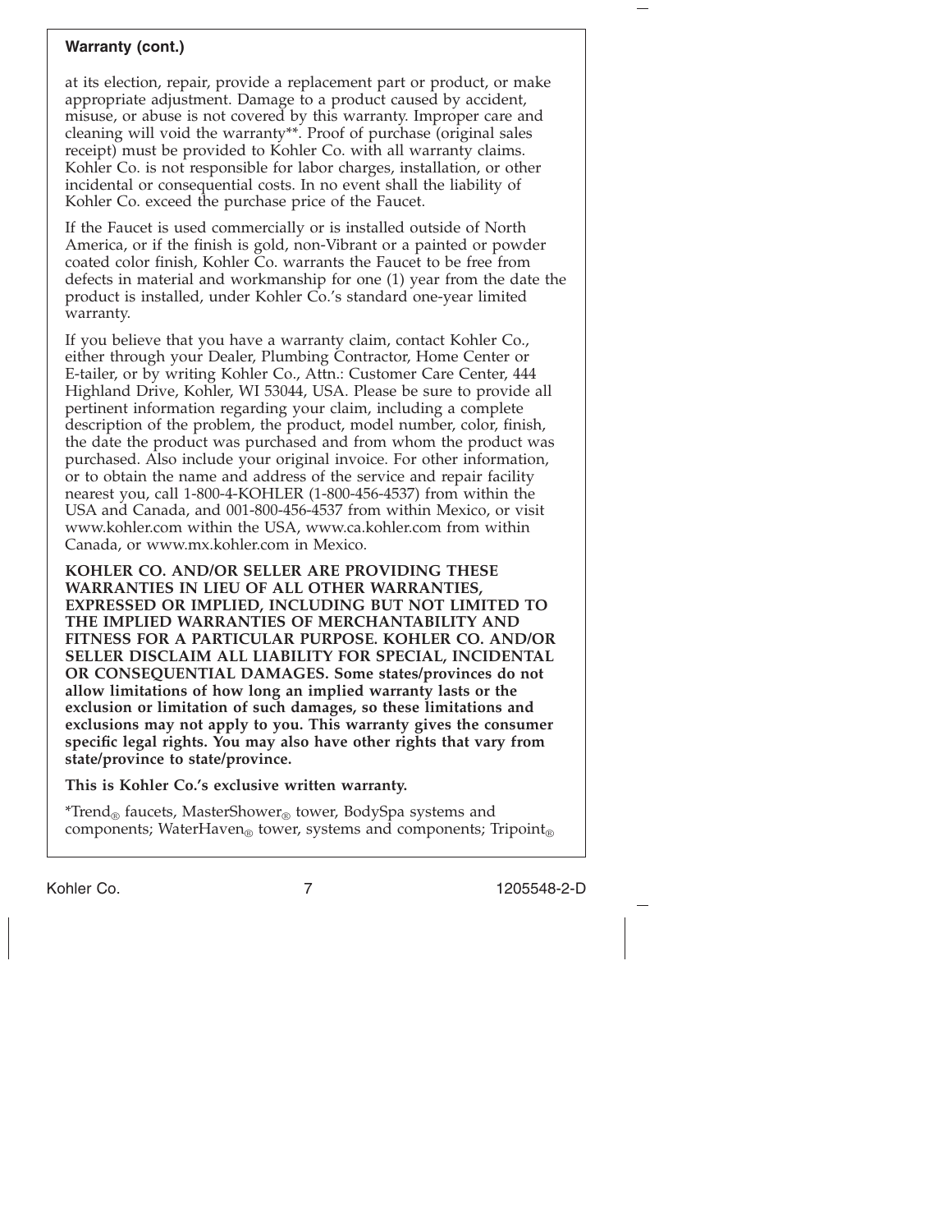**Warranty (cont.)**

at its election, repair, provide a replacement part or product, or make appropriate adjustment. Damage to a product caused by accident, misuse, or abuse is not covered by this warranty. Improper care and cleaning will void the warranty**. Proof of purchase (original sales receipt) must be provided to Kohler Co. with all warranty claims. Kohler Co. is not responsible for labor charges, installation, or other incidental or consequential costs. In no event shall the liability of Kohler Co. exceed the purchase price of the Faucet.

If the Faucet is used commercially or is installed outside of North America, or if the finish is gold, non-Vibrant or a painted or powder coated color finish, Kohler Co. warrants the Faucet to be free from defects in material and workmanship for one (1) year from the date the product is installed, under Kohler Co.'s standard one-year limited warranty.

If you believe that you have a warranty claim, contact Kohler Co., either through your Dealer, Plumbing Contractor, Home Center or E-tailer, or by writing Kohler Co., Attn.: Customer Care Center, 444 Highland Drive, Kohler, WI 53044, USA. Please be sure to provide all pertinent information regarding your claim, including a complete description of the problem, the product, model number, color, finish, the date the product was purchased and from whom the product was purchased. Also include your original invoice. For other information, or to obtain the name and address of the service and repair facility nearest you, call 1-800-4-KOHLER (1-800-456-4537) from within the USA and Canada, and 001-800-456-4537 from within Mexico, or visit www.kohler.com within the USA, www.ca.kohler.com from within Canada, or www.mx.kohler.com in Mexico.

**KOHLER CO. AND/OR SELLER ARE PROVIDING THESE WARRANTIES IN LIEU OF ALL OTHER WARRANTIES, EXPRESSED OR IMPLIED, INCLUDING BUT NOT LIMITED TO THE IMPLIED WARRANTIES OF MERCHANTABILITY AND FITNESS FOR A PARTICULAR PURPOSE. KOHLER CO. AND/OR SELLER DISCLAIM ALL LIABILITY FOR SPECIAL, INCIDENTAL OR CONSEQUENTIAL DAMAGES. Some states/provinces do not allow limitations of how long an implied warranty lasts or the exclusion or limitation of such damages, so these limitations and exclusions may not apply to you. This warranty gives the consumer specific legal rights. You may also have other rights that vary from state/province to state/province.**

**This is Kohler Co.'s exclusive written warranty.**

*Trend® faucets, MasterShower® tower, BodySpa systems and components; WaterHaven® tower, systems and components; Tripoint®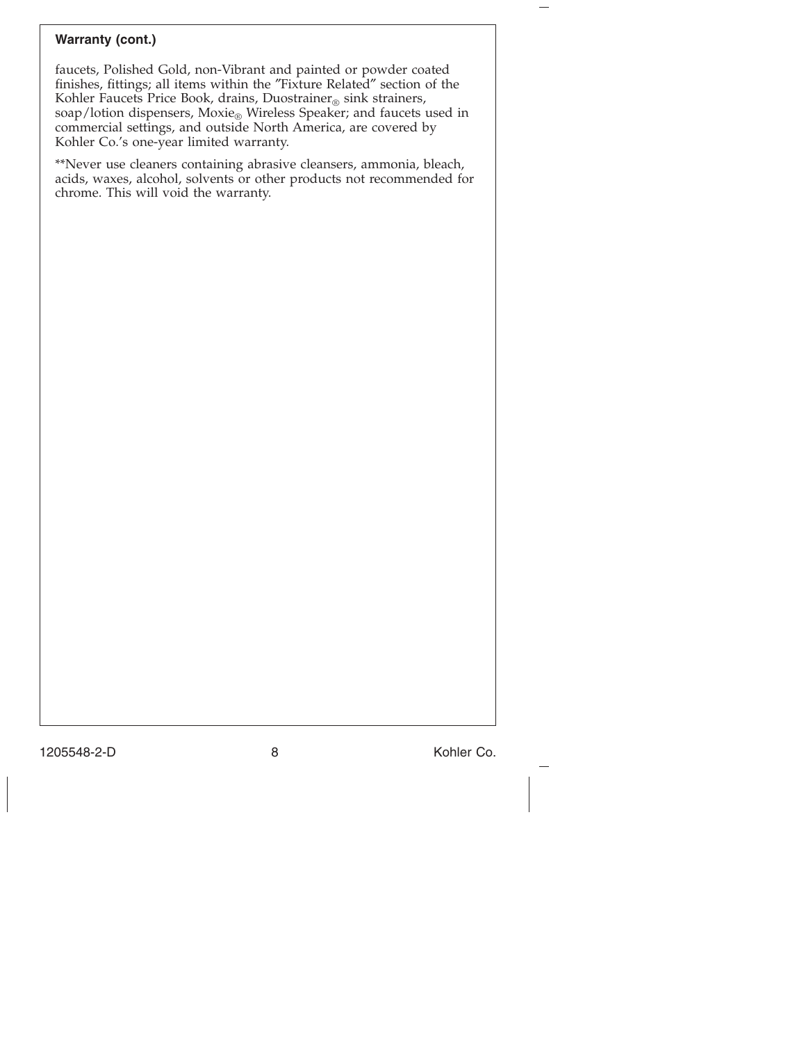**Warranty (cont.)**

faucets, Polished Gold, non-Vibrant and painted or powder coated finishes, fittings; all items within the "Fixture Related" section of the Kohler Faucets Price Book, drains, Duostrainer® sink strainers, soap/lotion dispensers, Moxie® Wireless Speaker; and faucets used in commercial settings, and outside North America, are covered by Kohler Co.'s one-year limited warranty.

**Never use cleaners containing abrasive cleansers, ammonia, bleach, acids, waxes, alcohol, solvents or other products not recommended for chrome. This will void the warranty.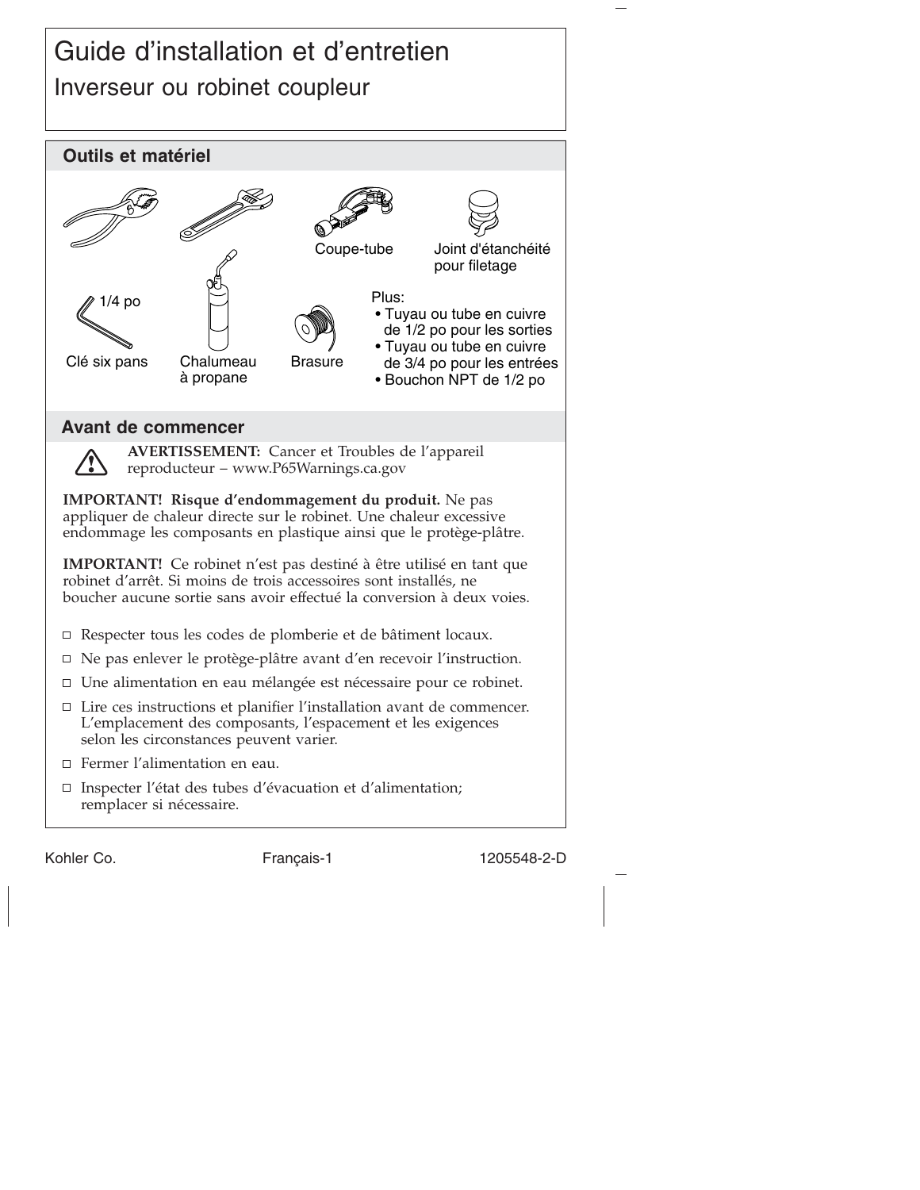# Guide d'installation et d'entretien

## Inverseur ou robinet coupleur

### Outils et matériel

Coupe-tube

Joint d'étanchéité pour filetage

1/4 po

Clé six pans

Chalumeau à propane

Brasure

Plus:

- Tuyau ou tube en cuivre de 1/2 po pour les sorties
- Tuyau ou tube en cuivre de 3/4 po pour les entrées
- Bouchon NPT de 1/2 po

### Avant de commencer

**AVERTISSEMENT:** Cancer et Troubles de l'appareil reproducteur – www.P65Warnings.ca.gov

**IMPORTANT! Risque d'endommagement du produit.** Ne pas appliquer de chaleur directe sur le robinet. Une chaleur excessive endommage les composants en plastique ainsi que le protège-plâtre.

**IMPORTANT!** Ce robinet n'est pas destiné à être utilisé en tant que robinet d'arrêt. Si moins de trois accessoires sont installés, ne boucher aucune sortie sans avoir effectué la conversion à deux voies.

- ☐ Respecter tous les codes de plomberie et de bâtiment locaux.
- ☐ Ne pas enlever le protège-plâtre avant d'en recevoir l'instruction.
- ☐ Une alimentation en eau mélangée est nécessaire pour ce robinet.
- ☐ Lire ces instructions et planifier l'installation avant de commencer. L'emplacement des composants, l'espacement et les exigences selon les circonstances peuvent varier.
- ☐ Fermer l'alimentation en eau.
- ☐ Inspecter l'état des tubes d'évacuation et d'alimentation; remplacer si nécessaire.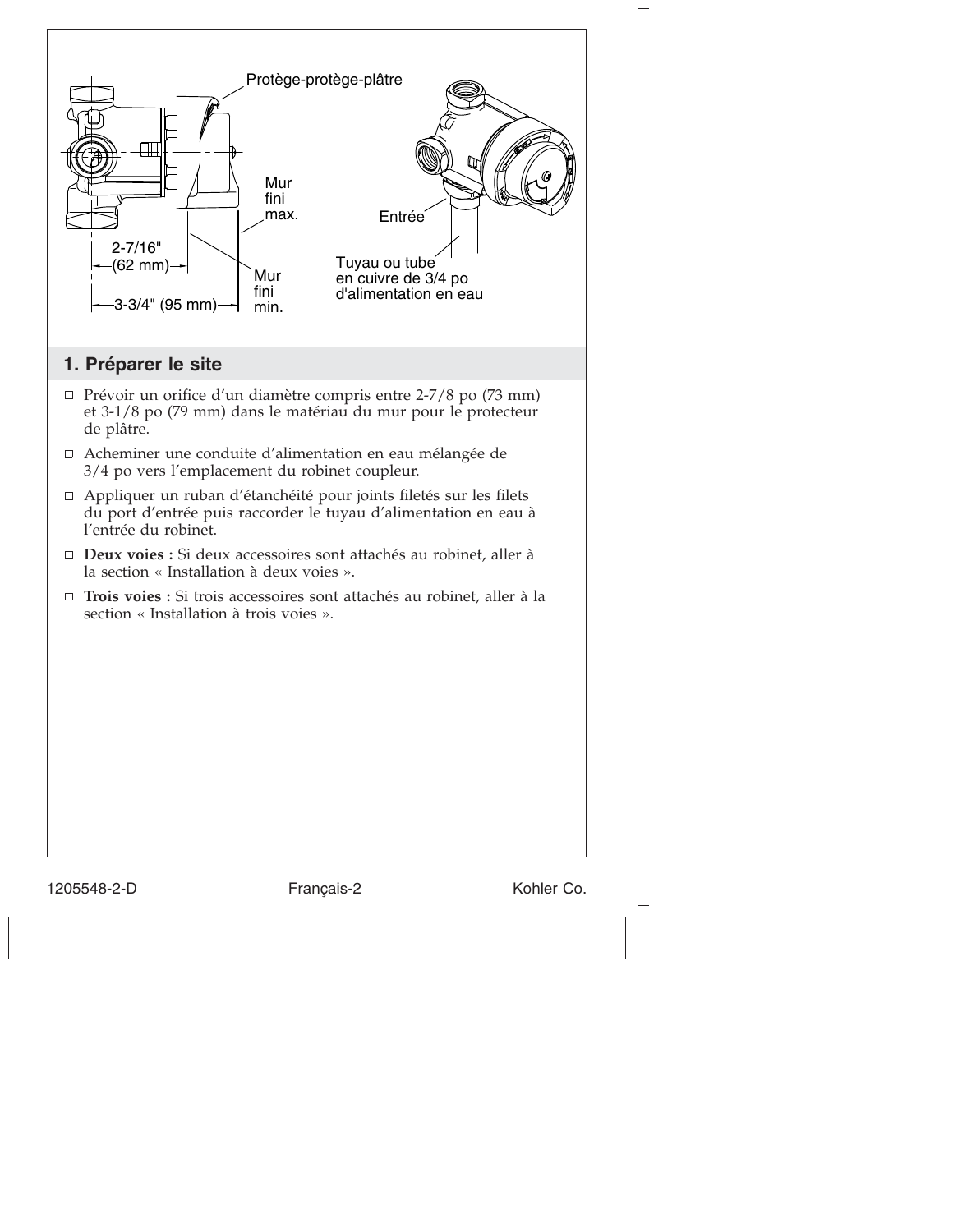Protège-protège-plâtre

Mur fini max.

Mur fini min.

2-7/16" (62 mm)

3-3/4" (95 mm)

Entrée

Tuyau ou tube en cuivre de 3/4 po d'alimentation en eau

## 1. Préparer le site

- ☐ Prévoir un orifice d'un diamètre compris entre 2-7/8 po (73 mm) et 3-1/8 po (79 mm) dans le matériau du mur pour le protecteur de plâtre.
- ☐ Acheminer une conduite d'alimentation en eau mélangée de 3/4 po vers l'emplacement du robinet coupleur.
- ☐ Appliquer un ruban d'étanchéité pour joints filetés sur les filets du port d'entrée puis raccorder le tuyau d'alimentation en eau à l'entrée du robinet.
- ☐ **Deux voies :** Si deux accessoires sont attachés au robinet, aller à la section « Installation à deux voies ».
- ☐ **Trois voies :** Si trois accessoires sont attachés au robinet, aller à la section « Installation à trois voies ».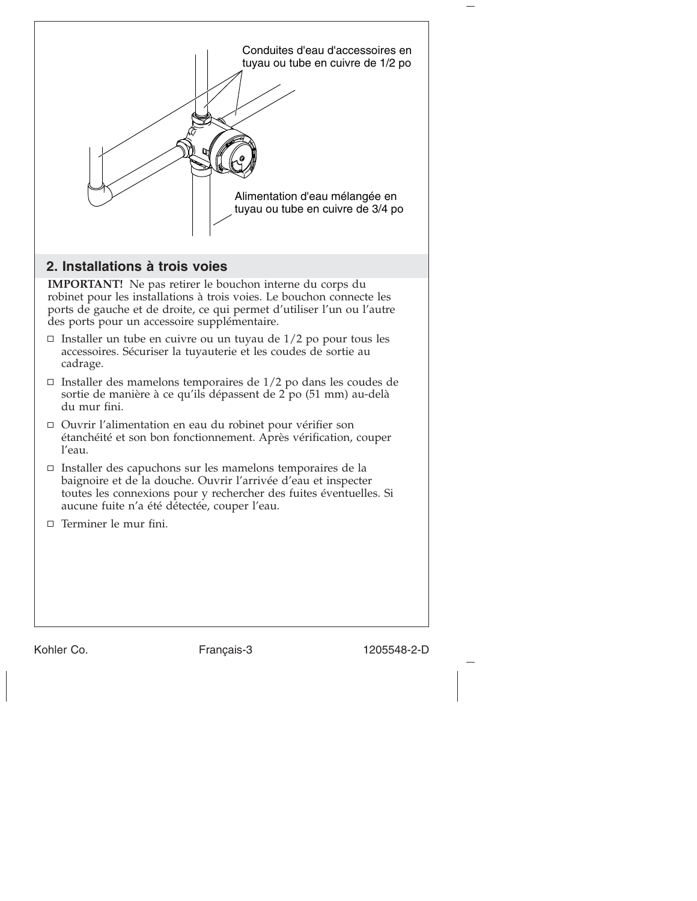Conduites d'eau d'accessoires en tuyau ou tube en cuivre de 1/2 po

Alimentation d'eau mélangée en tuyau ou tube en cuivre de 3/4 po

## 2. Installations à trois voies

**IMPORTANT!** Ne pas retirer le bouchon interne du corps du robinet pour les installations à trois voies. Le bouchon connecte les ports de gauche et de droite, ce qui permet d'utiliser l'un ou l'autre des ports pour un accessoire supplémentaire.

- Installer un tube en cuivre ou un tuyau de 1/2 po pour tous les accessoires. Sécuriser la tuyauterie et les coudes de sortie au cadrage.
- Installer des mamelons temporaires de 1/2 po dans les coudes de sortie de manière à ce qu'ils dépassent de 2 po (51 mm) au-delà du mur fini.
- Ouvrir l'alimentation en eau du robinet pour vérifier son étanchéité et son bon fonctionnement. Après vérification, couper l'eau.
- Installer des capuchons sur les mamelons temporaires de la baignoire et de la douche. Ouvrir l'arrivée d'eau et inspecter toutes les connexions pour y rechercher des fuites éventuelles. Si aucune fuite n'a été détectée, couper l'eau.
- Terminer le mur fini.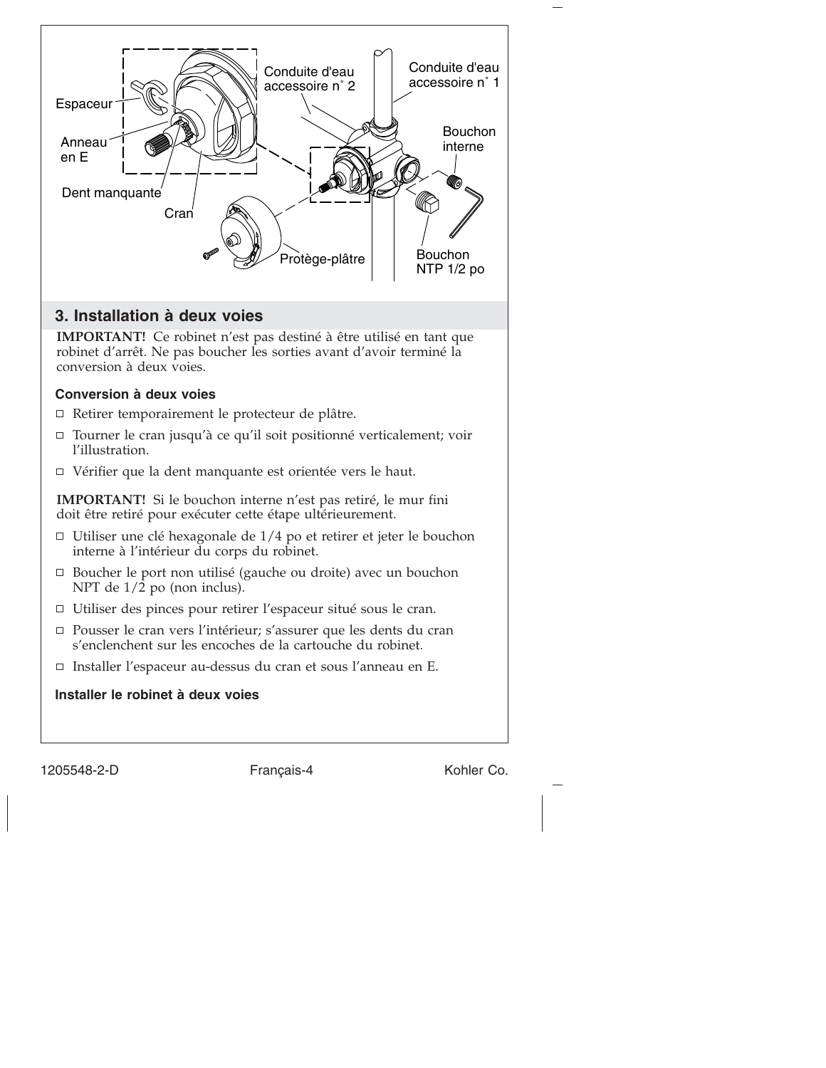Espaceur

Anneau en E

Dent manquante

Cran

Conduite d'eau accessoire n° 2

Conduite d'eau accessoire n° 1

Bouchon interne

Protège-plâtre

Bouchon NTP 1/2 po

## 3. Installation à deux voies

**IMPORTANT!** Ce robinet n'est pas destiné à être utilisé en tant que robinet d'arrêt. Ne pas boucher les sorties avant d'avoir terminé la conversion à deux voies.

### Conversion à deux voies

- ☐ Retirer temporairement le protecteur de plâtre.
- ☐ Tourner le cran jusqu'à ce qu'il soit positionné verticalement; voir l'illustration.
- ☐ Vérifier que la dent manquante est orientée vers le haut.

**IMPORTANT!** Si le bouchon interne n'est pas retiré, le mur fini doit être retiré pour exécuter cette étape ultérieurement.

- ☐ Utiliser une clé hexagonale de 1/4 po et retirer et jeter le bouchon interne à l'intérieur du corps du robinet.
- ☐ Boucher le port non utilisé (gauche ou droite) avec un bouchon NPT de 1/2 po (non inclus).
- ☐ Utiliser des pinces pour retirer l'espaceur situé sous le cran.
- ☐ Pousser le cran vers l'intérieur; s'assurer que les dents du cran s'enclenchent sur les encoches de la cartouche du robinet.
- ☐ Installer l'espaceur au-dessus du cran et sous l'anneau en E.

### Installer le robinet à deux voies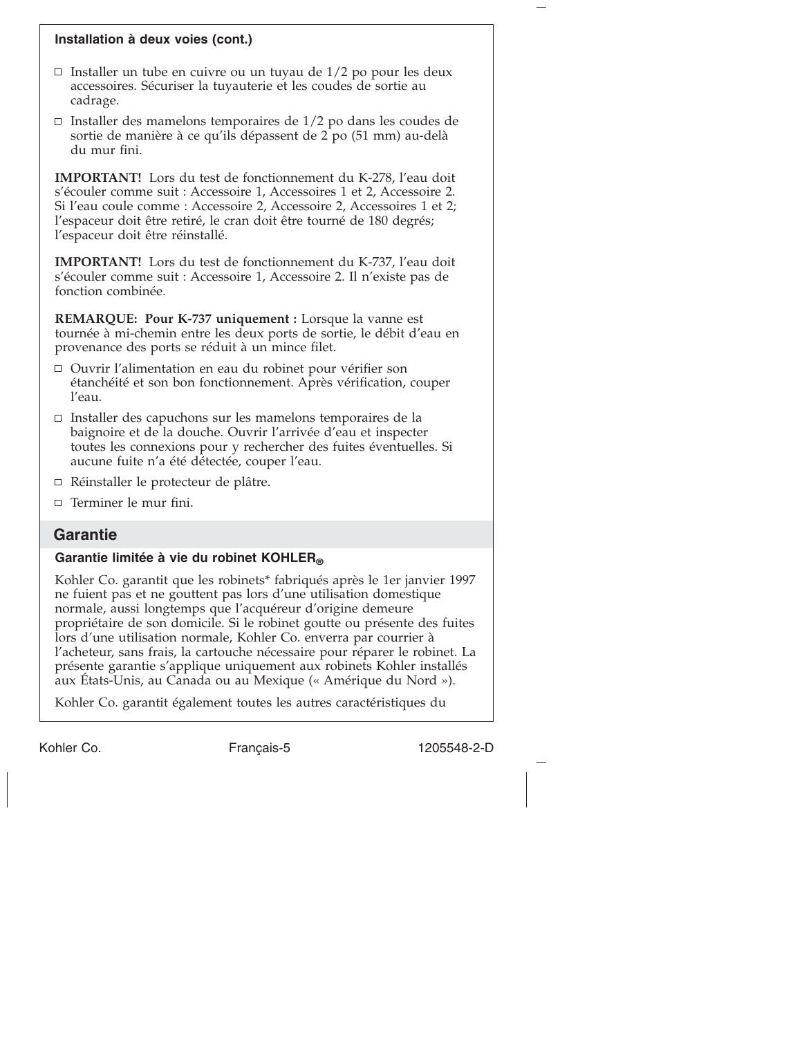### Installation à deux voies (cont.)

- ☐ Installer un tube en cuivre ou un tuyau de 1/2 po pour les deux accessoires. Sécuriser la tuyauterie et les coudes de sortie au cadrage.
- ☐ Installer des mamelons temporaires de 1/2 po dans les coudes de sortie de manière à ce qu'ils dépassent de 2 po (51 mm) au-delà du mur fini.

**IMPORTANT!** Lors du test de fonctionnement du K-278, l'eau doit s'écouler comme suit : Accessoire 1, Accessoires 1 et 2, Accessoire 2. Si l'eau coule comme : Accessoire 2, Accessoire 2, Accessoires 1 et 2; l'espaceur doit être retiré, le cran doit être tourné de 180 degrés; l'espaceur doit être réinstallé.

**IMPORTANT!** Lors du test de fonctionnement du K-737, l'eau doit s'écouler comme suit : Accessoire 1, Accessoire 2. Il n'existe pas de fonction combinée.

**REMARQUE: Pour K-737 uniquement :** Lorsque la vanne est tournée à mi-chemin entre les deux ports de sortie, le débit d'eau en provenance des ports se réduit à un mince filet.

- ☐ Ouvrir l'alimentation en eau du robinet pour vérifier son étanchéité et son bon fonctionnement. Après vérification, couper l'eau.
- ☐ Installer des capuchons sur les mamelons temporaires de la baignoire et de la douche. Ouvrir l'arrivée d'eau et inspecter toutes les connexions pour y rechercher des fuites éventuelles. Si aucune fuite n'a été détectée, couper l'eau.
- ☐ Réinstaller le protecteur de plâtre.
- ☐ Terminer le mur fini.

## Garantie

### Garantie limitée à vie du robinet KOHLER®

Kohler Co. garantit que les robinets* fabriqués après le 1er janvier 1997 ne fuient pas et ne gouttent pas lors d'une utilisation domestique normale, aussi longtemps que l'acquéreur d'origine demeure propriétaire de son domicile. Si le robinet goutte ou présente des fuites lors d'une utilisation normale, Kohler Co. enverra par courrier à l'acheteur, sans frais, la cartouche nécessaire pour réparer le robinet. La présente garantie s'applique uniquement aux robinets Kohler installés aux États-Unis, au Canada ou au Mexique (« Amérique du Nord »).

Kohler Co. garantit également toutes les autres caractéristiques du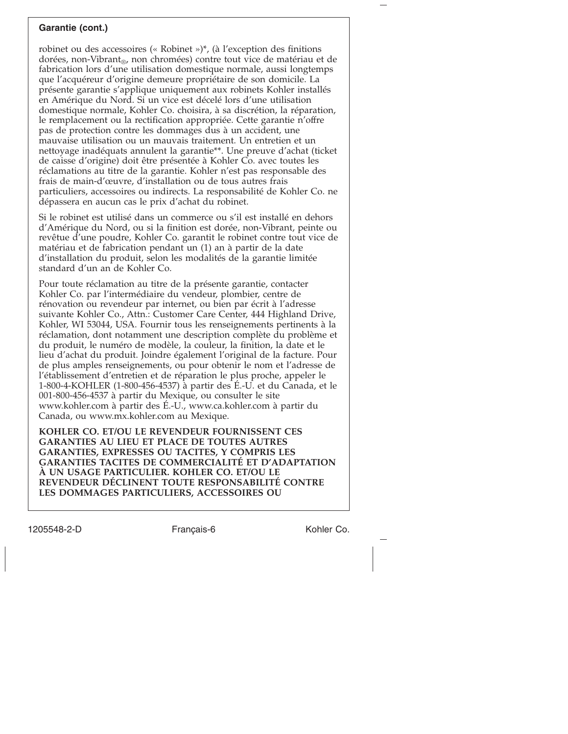**Garantie (cont.)**

robinet ou des accessoires (« Robinet »)*, (à l'exception des finitions dorées, non-Vibrant®, non chromées) contre tout vice de matériau et de fabrication lors d'une utilisation domestique normale, aussi longtemps que l'acquéreur d'origine demeure propriétaire de son domicile. La présente garantie s'applique uniquement aux robinets Kohler installés en Amérique du Nord. Si un vice est décelé lors d'une utilisation domestique normale, Kohler Co. choisira, à sa discrétion, la réparation, le remplacement ou la rectification appropriée. Cette garantie n'offre pas de protection contre les dommages dus à un accident, une mauvaise utilisation ou un mauvais traitement. Un entretien et un nettoyage inadéquats annulent la garantie**. Une preuve d'achat (ticket de caisse d'origine) doit être présentée à Kohler Co. avec toutes les réclamations au titre de la garantie. Kohler n'est pas responsable des frais de main-d'œuvre, d'installation ou de tous autres frais particuliers, accessoires ou indirects. La responsabilité de Kohler Co. ne dépassera en aucun cas le prix d'achat du robinet.

Si le robinet est utilisé dans un commerce ou s'il est installé en dehors d'Amérique du Nord, ou si la finition est dorée, non-Vibrant, peinte ou revêtue d'une poudre, Kohler Co. garantit le robinet contre tout vice de matériau et de fabrication pendant un (1) an à partir de la date d'installation du produit, selon les modalités de la garantie limitée standard d'un an de Kohler Co.

Pour toute réclamation au titre de la présente garantie, contacter Kohler Co. par l'intermédiaire du vendeur, plombier, centre de rénovation ou revendeur par internet, ou bien par écrit à l'adresse suivante Kohler Co., Attn.: Customer Care Center, 444 Highland Drive, Kohler, WI 53044, USA. Fournir tous les renseignements pertinents à la réclamation, dont notamment une description complète du problème et du produit, le numéro de modèle, la couleur, la finition, la date et le lieu d'achat du produit. Joindre également l'original de la facture. Pour de plus amples renseignements, ou pour obtenir le nom et l'adresse de l'établissement d'entretien et de réparation le plus proche, appeler le 1-800-4-KOHLER (1-800-456-4537) à partir des É.-U. et du Canada, et le 001-800-456-4537 à partir du Mexique, ou consulter le site www.kohler.com à partir des É.-U., www.ca.kohler.com à partir du Canada, ou www.mx.kohler.com au Mexique.

**KOHLER CO. ET/OU LE REVENDEUR FOURNISSENT CES GARANTIES AU LIEU ET PLACE DE TOUTES AUTRES GARANTIES, EXPRESSES OU TACITES, Y COMPRIS LES GARANTIES TACITES DE COMMERCIALITÉ ET D'ADAPTATION À UN USAGE PARTICULIER. KOHLER CO. ET/OU LE REVENDEUR DÉCLINENT TOUTE RESPONSABILITÉ CONTRE LES DOMMAGES PARTICULIERS, ACCESSOIRES OU**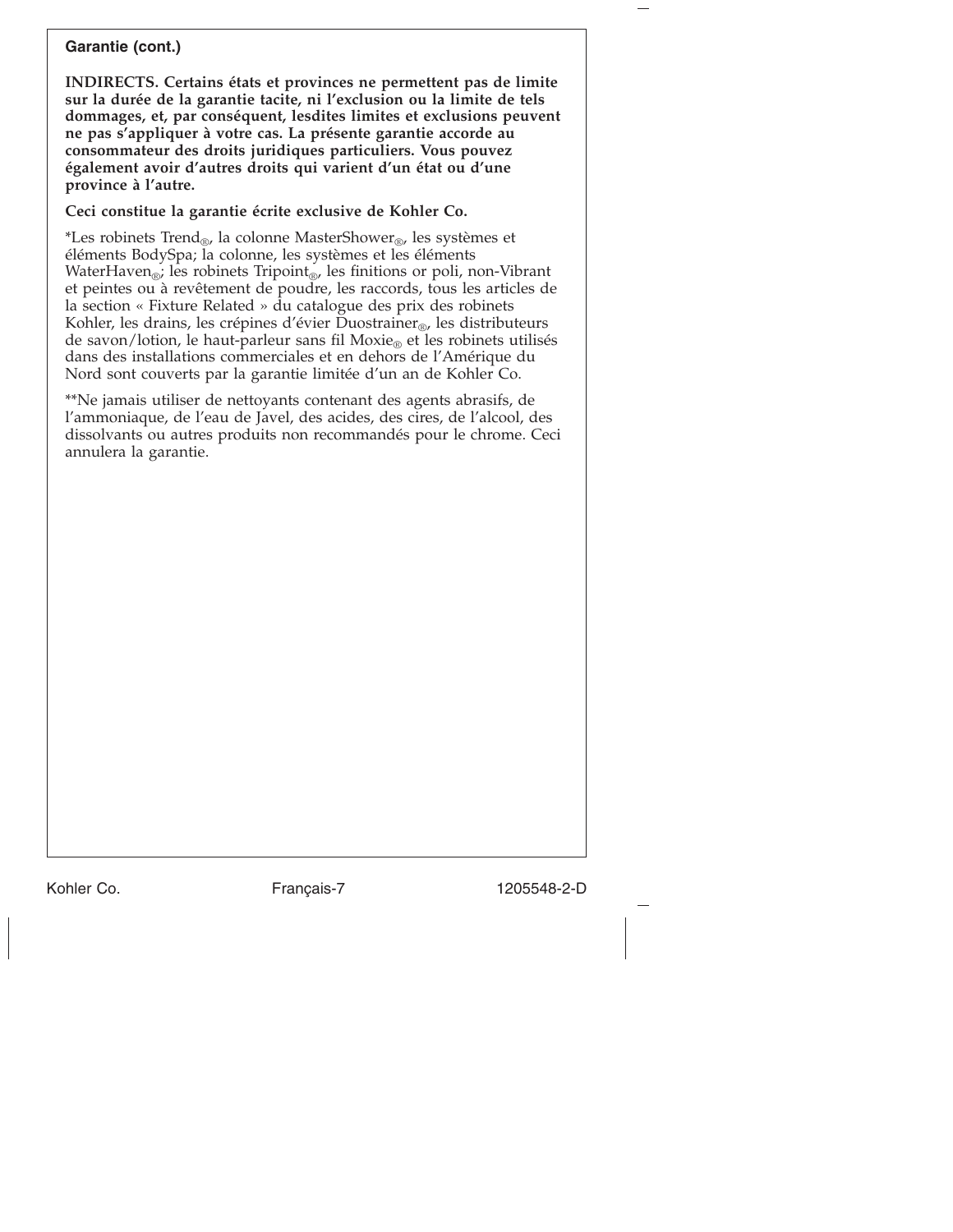**Garantie (cont.)**

**INDIRECTS. Certains états et provinces ne permettent pas de limite sur la durée de la garantie tacite, ni l'exclusion ou la limite de tels dommages, et, par conséquent, lesdites limites et exclusions peuvent ne pas s'appliquer à votre cas. La présente garantie accorde au consommateur des droits juridiques particuliers. Vous pouvez également avoir d'autres droits qui varient d'un état ou d'une province à l'autre.**

**Ceci constitue la garantie écrite exclusive de Kohler Co.**

*Les robinets Trend®, la colonne MasterShower®, les systèmes et éléments BodySpa; la colonne, les systèmes et les éléments WaterHaven®; les robinets Tripoint®, les finitions or poli, non-Vibrant et peintes ou à revêtement de poudre, les raccords, tous les articles de la section « Fixture Related » du catalogue des prix des robinets Kohler, les drains, les crépines d'évier Duostrainer®, les distributeurs de savon/lotion, le haut-parleur sans fil Moxie® et les robinets utilisés dans des installations commerciales et en dehors de l'Amérique du Nord sont couverts par la garantie limitée d'un an de Kohler Co.

**Ne jamais utiliser de nettoyants contenant des agents abrasifs, de l'ammoniaque, de l'eau de Javel, des acides, des cires, de l'alcool, des dissolvants ou autres produits non recommandés pour le chrome. Ceci annulera la garantie.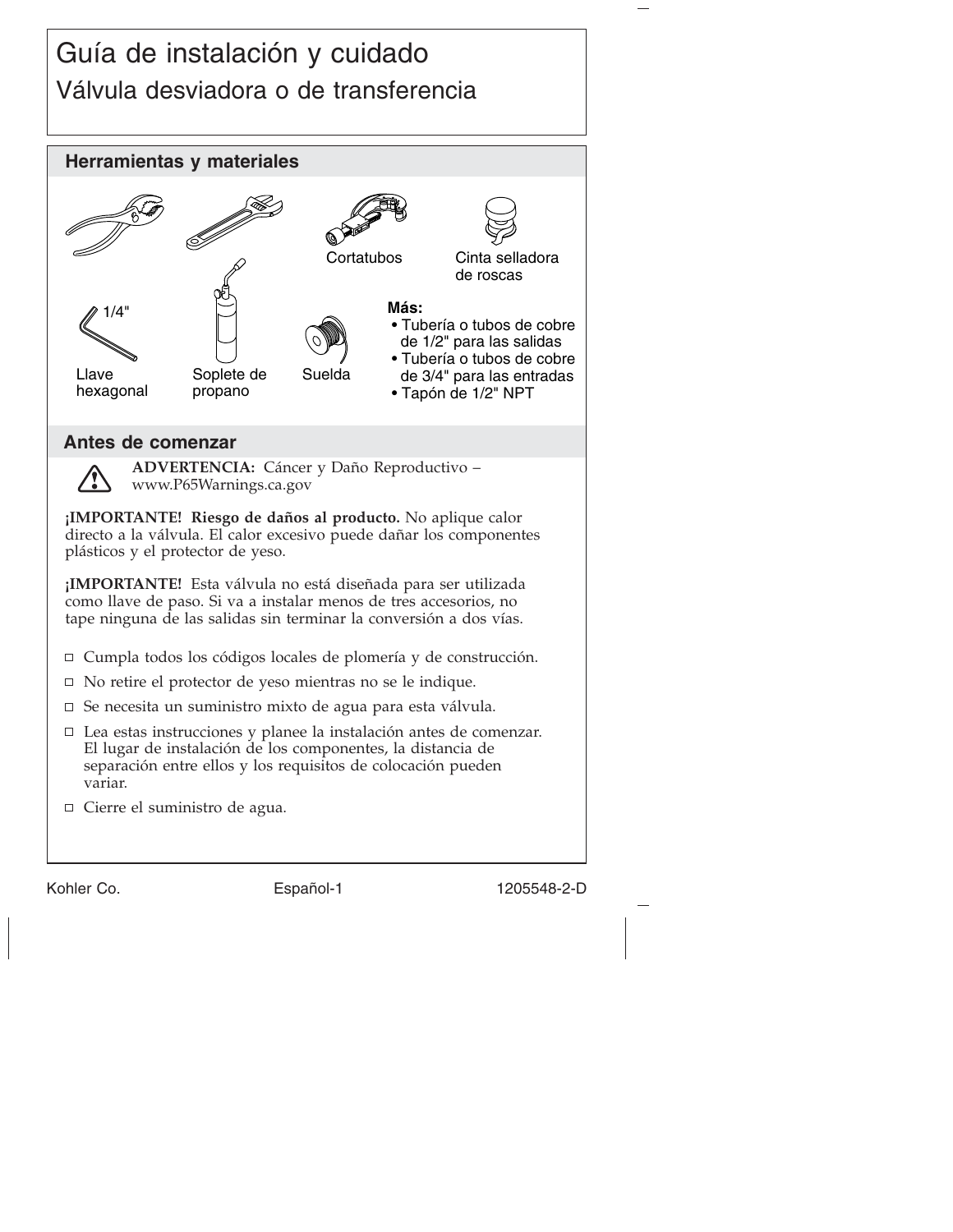# Guía de instalación y cuidado

## Válvula desviadora o de transferencia

## Herramientas y materiales

Cortatubos

Cinta selladora de roscas

1/4"

Llave hexagonal

Soplete de propano

Suelda

**Más:**

- Tubería o tubos de cobre de 1/2" para las salidas
- Tubería o tubos de cobre de 3/4" para las entradas
- Tapón de 1/2" NPT

## Antes de comenzar

**ADVERTENCIA:** Cáncer y Daño Reproductivo – www.P65Warnings.ca.gov

**¡IMPORTANTE! Riesgo de daños al producto.** No aplique calor directo a la válvula. El calor excesivo puede dañar los componentes plásticos y el protector de yeso.

**¡IMPORTANTE!** Esta válvula no está diseñada para ser utilizada como llave de paso. Si va a instalar menos de tres accesorios, no tape ninguna de las salidas sin terminar la conversión a dos vías.

- ☐ Cumpla todos los códigos locales de plomería y de construcción.
- ☐ No retire el protector de yeso mientras no se le indique.
- ☐ Se necesita un suministro mixto de agua para esta válvula.
- ☐ Lea estas instrucciones y planee la instalación antes de comenzar. El lugar de instalación de los componentes, la distancia de separación entre ellos y los requisitos de colocación pueden variar.
- ☐ Cierre el suministro de agua.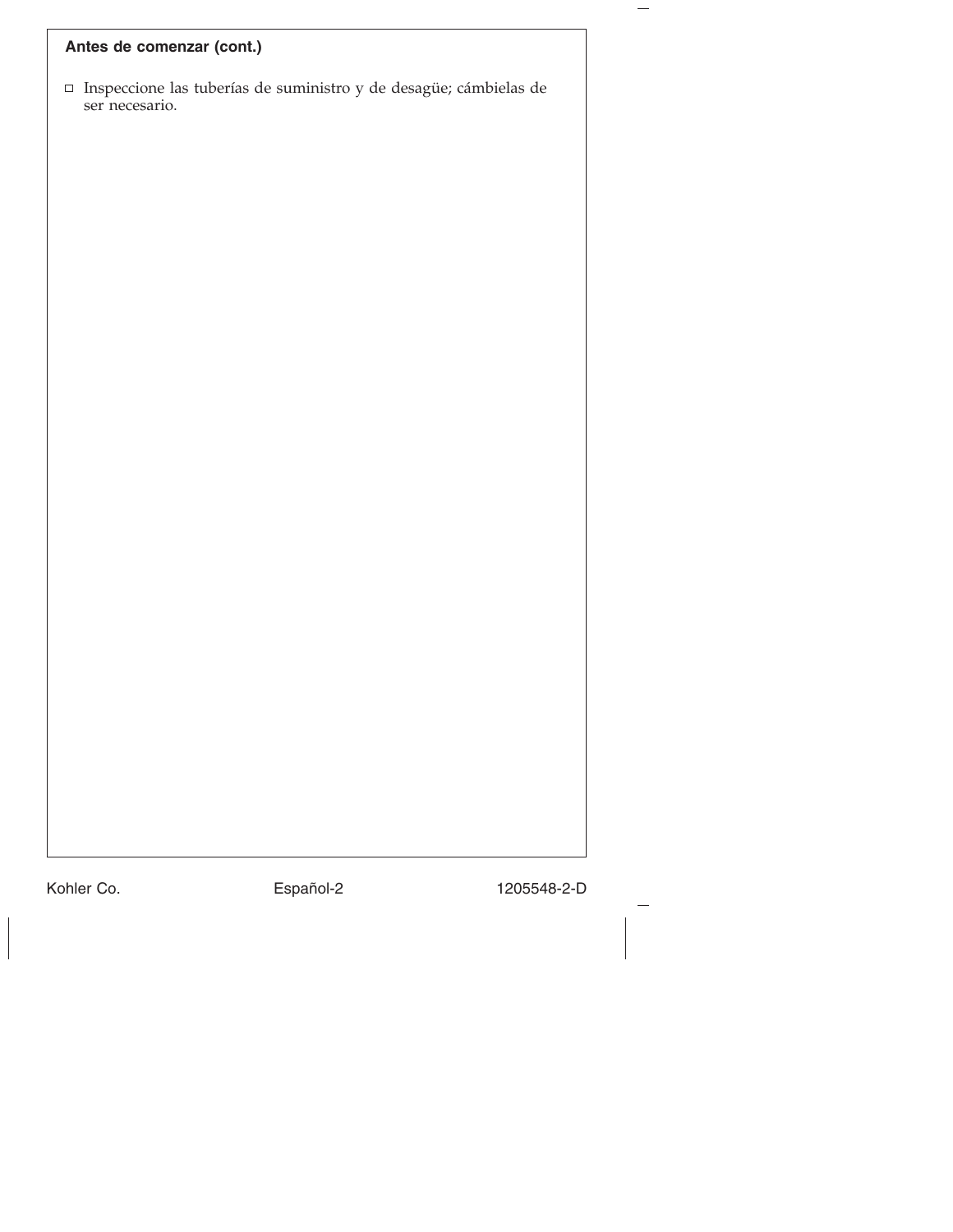**Antes de comenzar (cont.)**

- ☐ Inspeccione las tuberías de suministro y de desagüe; cámbielas de ser necesario.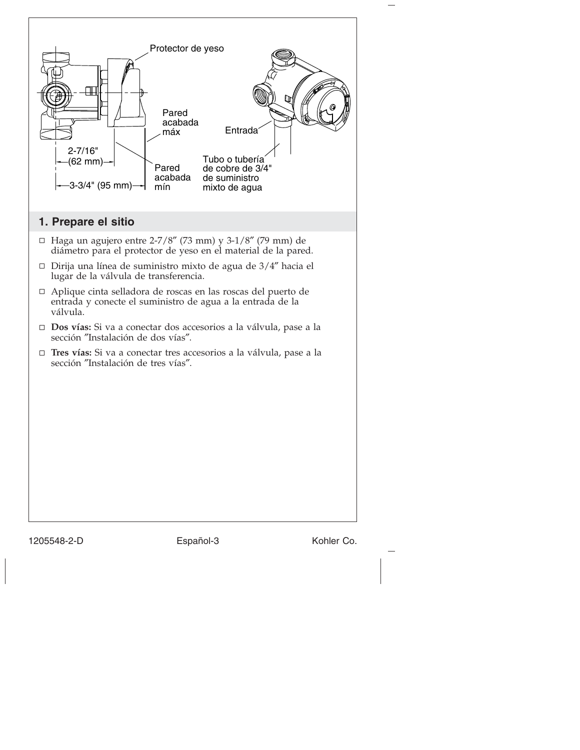Protector de yeso

Pared acabada máx

Entrada

2-7/16" (62 mm)

3-3/4" (95 mm)

Pared acabada mín

Tubo o tubería de cobre de 3/4" de suministro mixto de agua

## 1. Prepare el sitio

- Haga un agujero entre 2-7/8″ (73 mm) y 3-1/8″ (79 mm) de diámetro para el protector de yeso en el material de la pared.
- Dirija una línea de suministro mixto de agua de 3/4″ hacia el lugar de la válvula de transferencia.
- Aplique cinta selladora de roscas en las roscas del puerto de entrada y conecte el suministro de agua a la entrada de la válvula.
- **Dos vías:** Si va a conectar dos accesorios a la válvula, pase a la sección ″Instalación de dos vías″.
- **Tres vías:** Si va a conectar tres accesorios a la válvula, pase a la sección ″Instalación de tres vías″.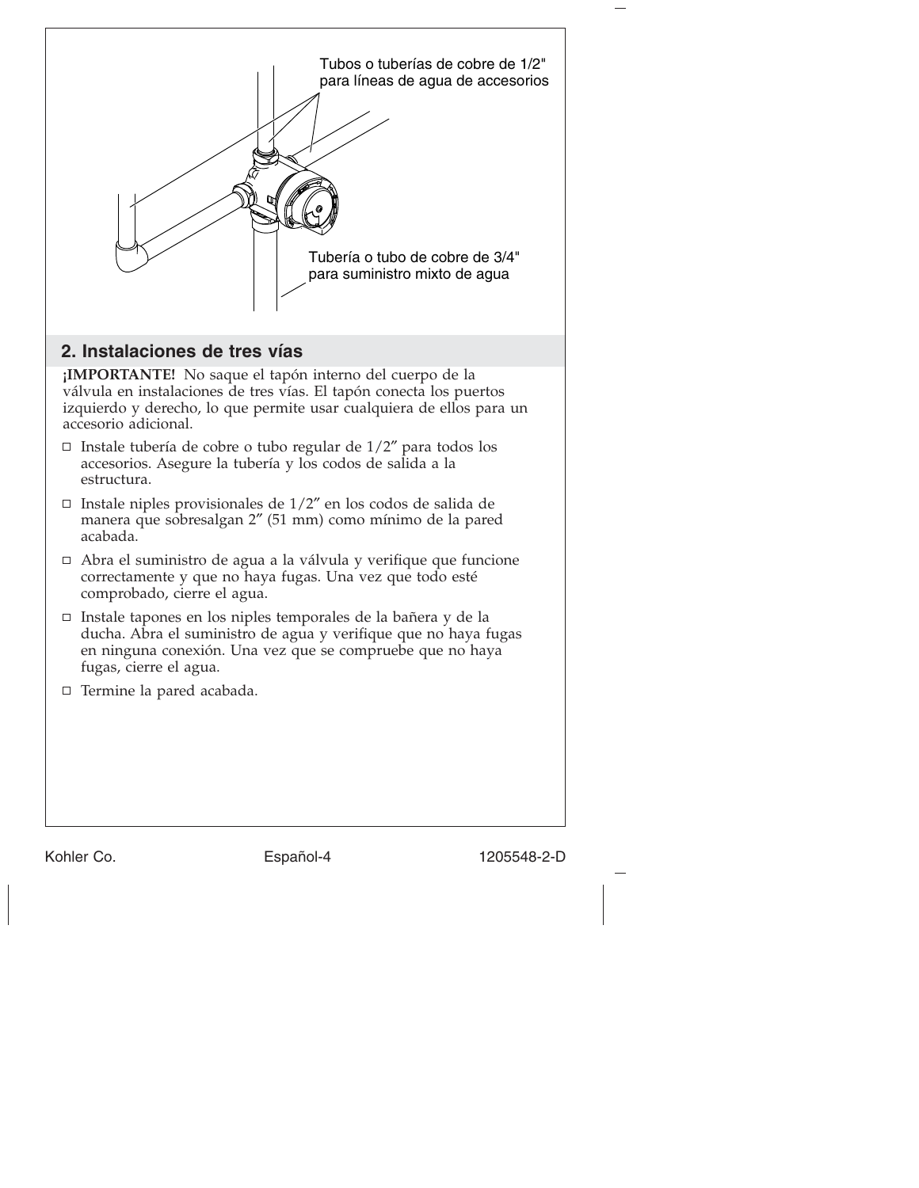Tubos o tuberías de cobre de 1/2" para líneas de agua de accesorios

Tubería o tubo de cobre de 3/4" para suministro mixto de agua

## 2. Instalaciones de tres vías

**¡IMPORTANTE!** No saque el tapón interno del cuerpo de la válvula en instalaciones de tres vías. El tapón conecta los puertos izquierdo y derecho, lo que permite usar cualquiera de ellos para un accesorio adicional.

- ☐ Instale tubería de cobre o tubo regular de 1/2″ para todos los accesorios. Asegure la tubería y los codos de salida a la estructura.
- ☐ Instale niples provisionales de 1/2″ en los codos de salida de manera que sobresalgan 2″ (51 mm) como mínimo de la pared acabada.
- ☐ Abra el suministro de agua a la válvula y verifique que funcione correctamente y que no haya fugas. Una vez que todo esté comprobado, cierre el agua.
- ☐ Instale tapones en los niples temporales de la bañera y de la ducha. Abra el suministro de agua y verifique que no haya fugas en ninguna conexión. Una vez que se compruebe que no haya fugas, cierre el agua.
- ☐ Termine la pared acabada.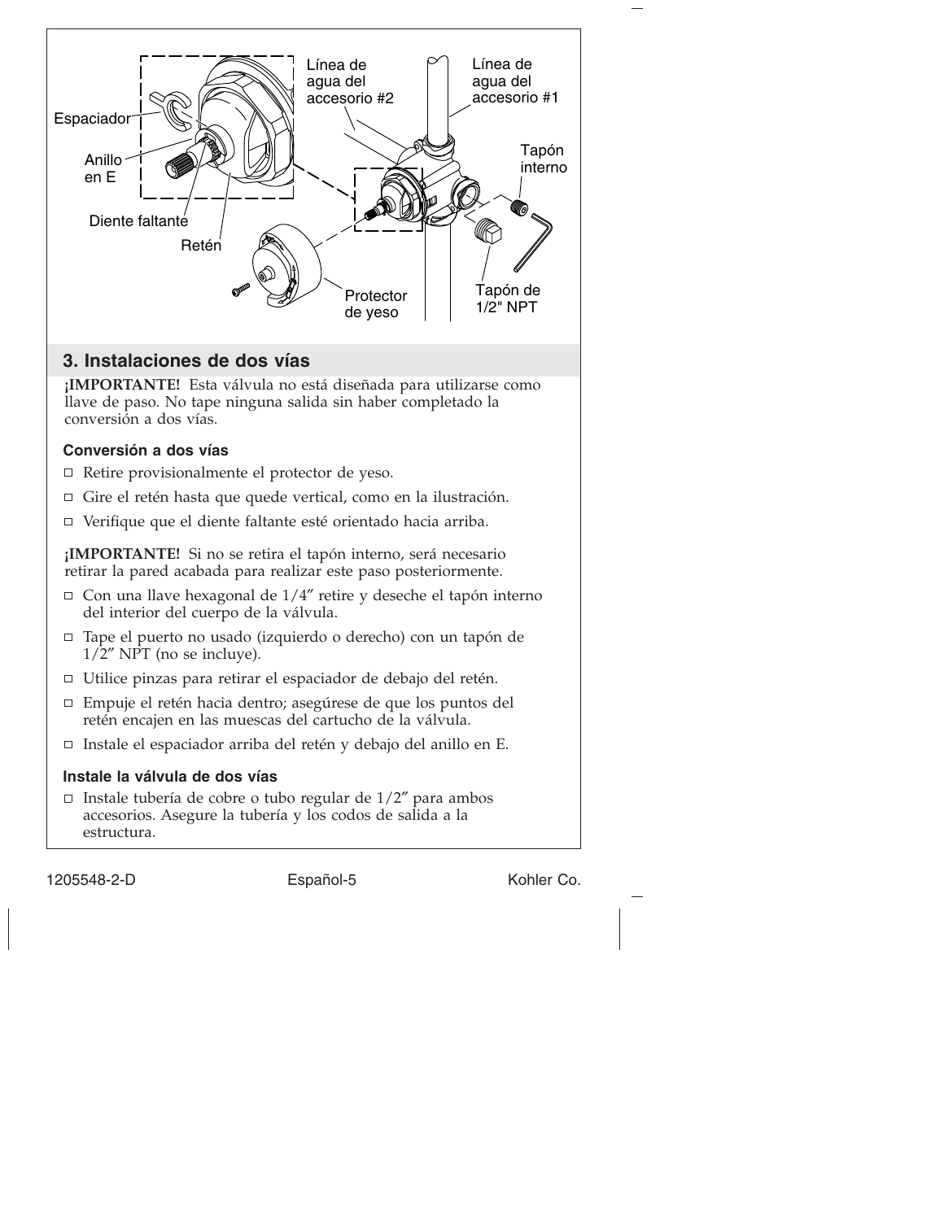Espaciador

Anillo en E

Diente faltante

Retén

Línea de agua del accesorio #2

Línea de agua del accesorio #1

Tapón interno

Protector de yeso

Tapón de 1/2" NPT

## 3. Instalaciones de dos vías

**¡IMPORTANTE!** Esta válvula no está diseñada para utilizarse como llave de paso. No tape ninguna salida sin haber completado la conversión a dos vías.

### Conversión a dos vías

- ☐ Retire provisionalmente el protector de yeso.
- ☐ Gire el retén hasta que quede vertical, como en la ilustración.
- ☐ Verifique que el diente faltante esté orientado hacia arriba.

**¡IMPORTANTE!** Si no se retira el tapón interno, será necesario retirar la pared acabada para realizar este paso posteriormente.

- ☐ Con una llave hexagonal de 1/4″ retire y deseche el tapón interno del interior del cuerpo de la válvula.
- ☐ Tape el puerto no usado (izquierdo o derecho) con un tapón de 1/2″ NPT (no se incluye).
- ☐ Utilice pinzas para retirar el espaciador de debajo del retén.
- ☐ Empuje el retén hacia dentro; asegúrese de que los puntos del retén encajen en las muescas del cartucho de la válvula.
- ☐ Instale el espaciador arriba del retén y debajo del anillo en E.

### Instale la válvula de dos vías

- ☐ Instale tubería de cobre o tubo regular de 1/2″ para ambos accesorios. Asegure la tubería y los codos de salida a la estructura.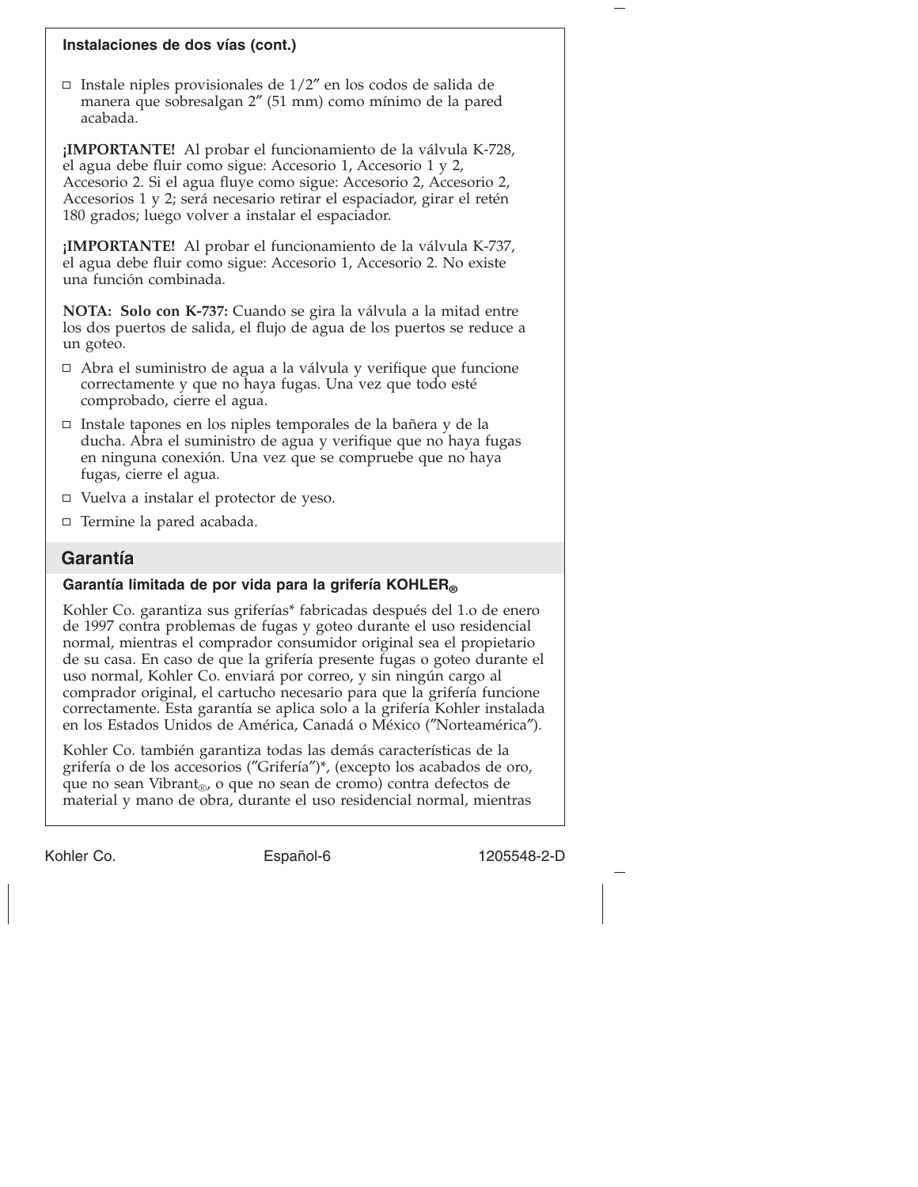### Instalaciones de dos vías (cont.)

☐ Instale niples provisionales de 1/2″ en los codos de salida de manera que sobresalgan 2″ (51 mm) como mínimo de la pared acabada.

**¡IMPORTANTE!** Al probar el funcionamiento de la válvula K-728, el agua debe fluir como sigue: Accesorio 1, Accesorio 1 y 2, Accesorio 2. Si el agua fluye como sigue: Accesorio 2, Accesorio 2, Accesorios 1 y 2; será necesario retirar el espaciador, girar el retén 180 grados; luego volver a instalar el espaciador.

**¡IMPORTANTE!** Al probar el funcionamiento de la válvula K-737, el agua debe fluir como sigue: Accesorio 1, Accesorio 2. No existe una función combinada.

**NOTA: Solo con K-737:** Cuando se gira la válvula a la mitad entre los dos puertos de salida, el flujo de agua de los puertos se reduce a un goteo.

☐ Abra el suministro de agua a la válvula y verifique que funcione correctamente y que no haya fugas. Una vez que todo esté comprobado, cierre el agua.

☐ Instale tapones en los niples temporales de la bañera y de la ducha. Abra el suministro de agua y verifique que no haya fugas en ninguna conexión. Una vez que se compruebe que no haya fugas, cierre el agua.

☐ Vuelva a instalar el protector de yeso.

☐ Termine la pared acabada.

## Garantía

### Garantía limitada de por vida para la grifería KOHLER®

Kohler Co. garantiza sus griferías* fabricadas después del 1.o de enero de 1997 contra problemas de fugas y goteo durante el uso residencial normal, mientras el comprador consumidor original sea el propietario de su casa. En caso de que la grifería presente fugas o goteo durante el uso normal, Kohler Co. enviará por correo, y sin ningún cargo al comprador original, el cartucho necesario para que la grifería funcione correctamente. Esta garantía se aplica solo a la grifería Kohler instalada en los Estados Unidos de América, Canadá o México (″Norteamérica″).

Kohler Co. también garantiza todas las demás características de la grifería o de los accesorios (″Grifería″)*, (excepto los acabados de oro, que no sean Vibrant®, o que no sean de cromo) contra defectos de material y mano de obra, durante el uso residencial normal, mientras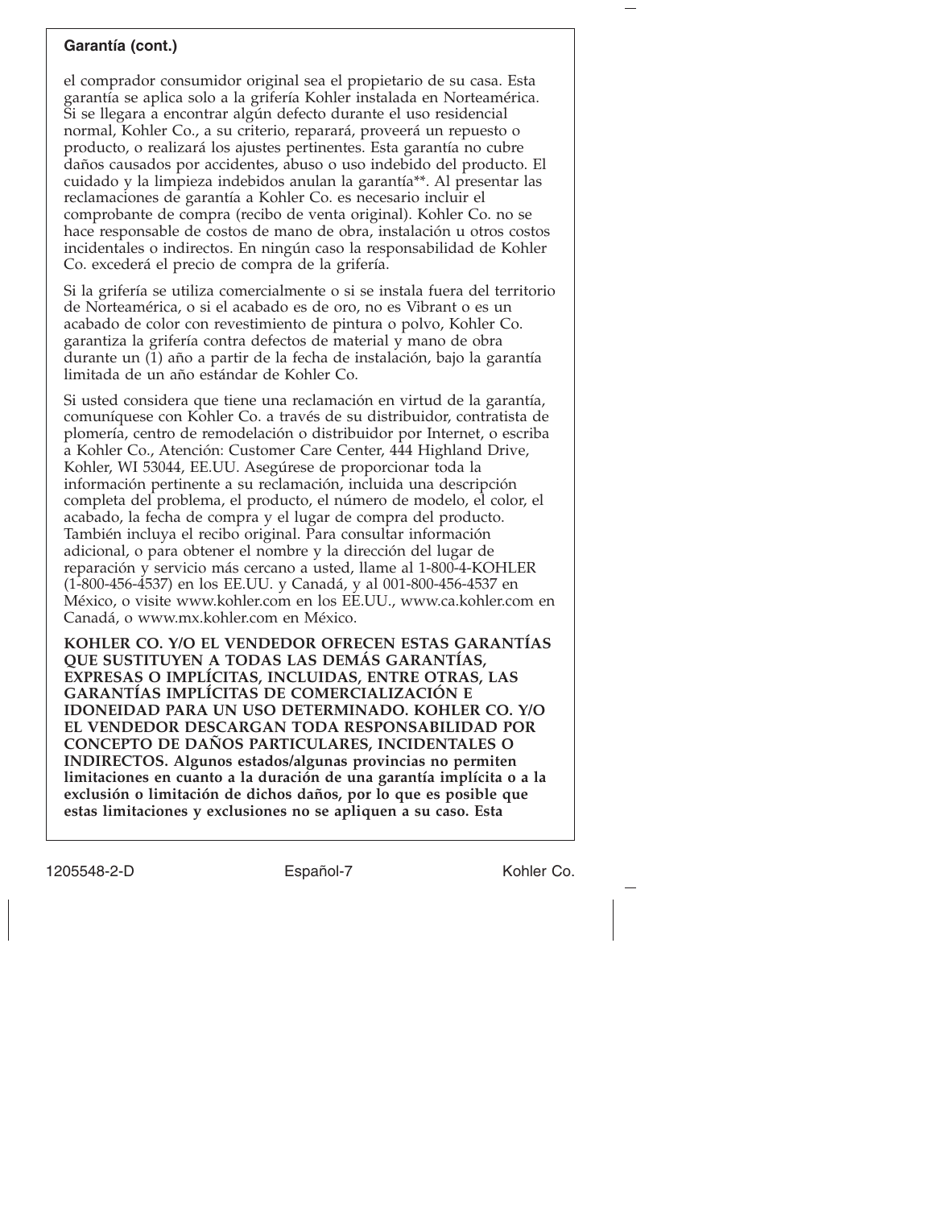**Garantía (cont.)**

el comprador consumidor original sea el propietario de su casa. Esta garantía se aplica solo a la grifería Kohler instalada en Norteamérica. Si se llegara a encontrar algún defecto durante el uso residencial normal, Kohler Co., a su criterio, reparará, proveerá un repuesto o producto, o realizará los ajustes pertinentes. Esta garantía no cubre daños causados por accidentes, abuso o uso indebido del producto. El cuidado y la limpieza indebidos anulan la garantía**. Al presentar las reclamaciones de garantía a Kohler Co. es necesario incluir el comprobante de compra (recibo de venta original). Kohler Co. no se hace responsable de costos de mano de obra, instalación u otros costos incidentales o indirectos. En ningún caso la responsabilidad de Kohler Co. excederá el precio de compra de la grifería.

Si la grifería se utiliza comercialmente o si se instala fuera del territorio de Norteamérica, o si el acabado es de oro, no es Vibrant o es un acabado de color con revestimiento de pintura o polvo, Kohler Co. garantiza la grifería contra defectos de material y mano de obra durante un (1) año a partir de la fecha de instalación, bajo la garantía limitada de un año estándar de Kohler Co.

Si usted considera que tiene una reclamación en virtud de la garantía, comuníquese con Kohler Co. a través de su distribuidor, contratista de plomería, centro de remodelación o distribuidor por Internet, o escriba a Kohler Co., Atención: Customer Care Center, 444 Highland Drive, Kohler, WI 53044, EE.UU. Asegúrese de proporcionar toda la información pertinente a su reclamación, incluida una descripción completa del problema, el producto, el número de modelo, el color, el acabado, la fecha de compra y el lugar de compra del producto. También incluya el recibo original. Para consultar información adicional, o para obtener el nombre y la dirección del lugar de reparación y servicio más cercano a usted, llame al 1-800-4-KOHLER (1-800-456-4537) en los EE.UU. y Canadá, y al 001-800-456-4537 en México, o visite www.kohler.com en los EE.UU., www.ca.kohler.com en Canadá, o www.mx.kohler.com en México.

**KOHLER CO. Y/O EL VENDEDOR OFRECEN ESTAS GARANTÍAS QUE SUSTITUYEN A TODAS LAS DEMÁS GARANTÍAS, EXPRESAS O IMPLÍCITAS, INCLUIDAS, ENTRE OTRAS, LAS GARANTÍAS IMPLÍCITAS DE COMERCIALIZACIÓN E IDONEIDAD PARA UN USO DETERMINADO. KOHLER CO. Y/O EL VENDEDOR DESCARGAN TODA RESPONSABILIDAD POR CONCEPTO DE DAÑOS PARTICULARES, INCIDENTALES O INDIRECTOS. Algunos estados/algunas provincias no permiten limitaciones en cuanto a la duración de una garantía implícita o a la exclusión o limitación de dichos daños, por lo que es posible que estas limitaciones y exclusiones no se apliquen a su caso. Esta**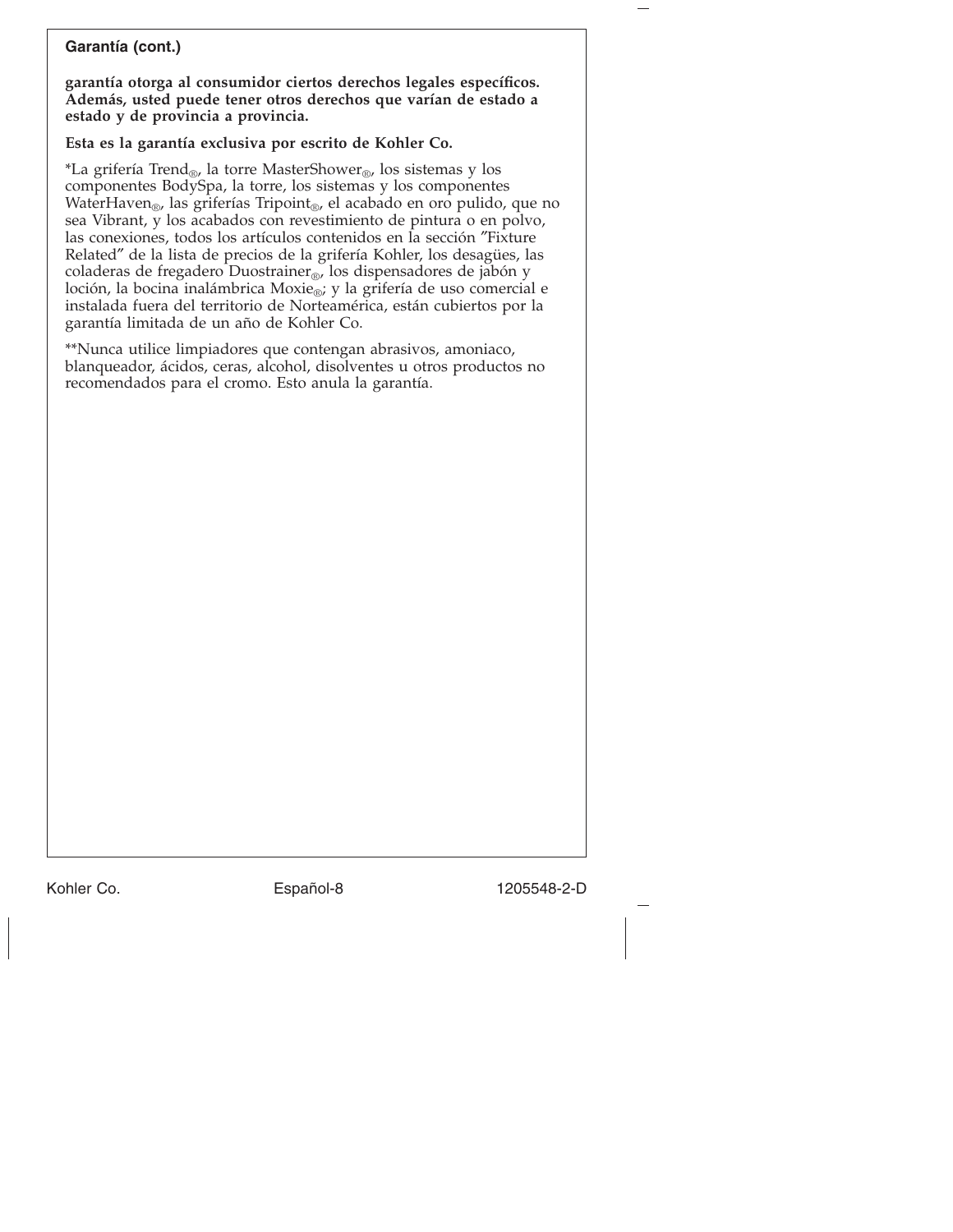**Garantía (cont.)**

**garantía otorga al consumidor ciertos derechos legales específicos. Además, usted puede tener otros derechos que varían de estado a estado y de provincia a provincia.**

**Esta es la garantía exclusiva por escrito de Kohler Co.**

*La grifería Trend®, la torre MasterShower®, los sistemas y los componentes BodySpa, la torre, los sistemas y los componentes WaterHaven®, las griferías Tripoint®, el acabado en oro pulido, que no sea Vibrant, y los acabados con revestimiento de pintura o en polvo, las conexiones, todos los artículos contenidos en la sección ″Fixture Related″ de la lista de precios de la grifería Kohler, los desagües, las coladeras de fregadero Duostrainer®, los dispensadores de jabón y loción, la bocina inalámbrica Moxie®; y la grifería de uso comercial e instalada fuera del territorio de Norteamérica, están cubiertos por la garantía limitada de un año de Kohler Co.

**Nunca utilice limpiadores que contengan abrasivos, amoniaco, blanqueador, ácidos, ceras, alcohol, disolventes u otros productos no recomendados para el cromo. Esto anula la garantía.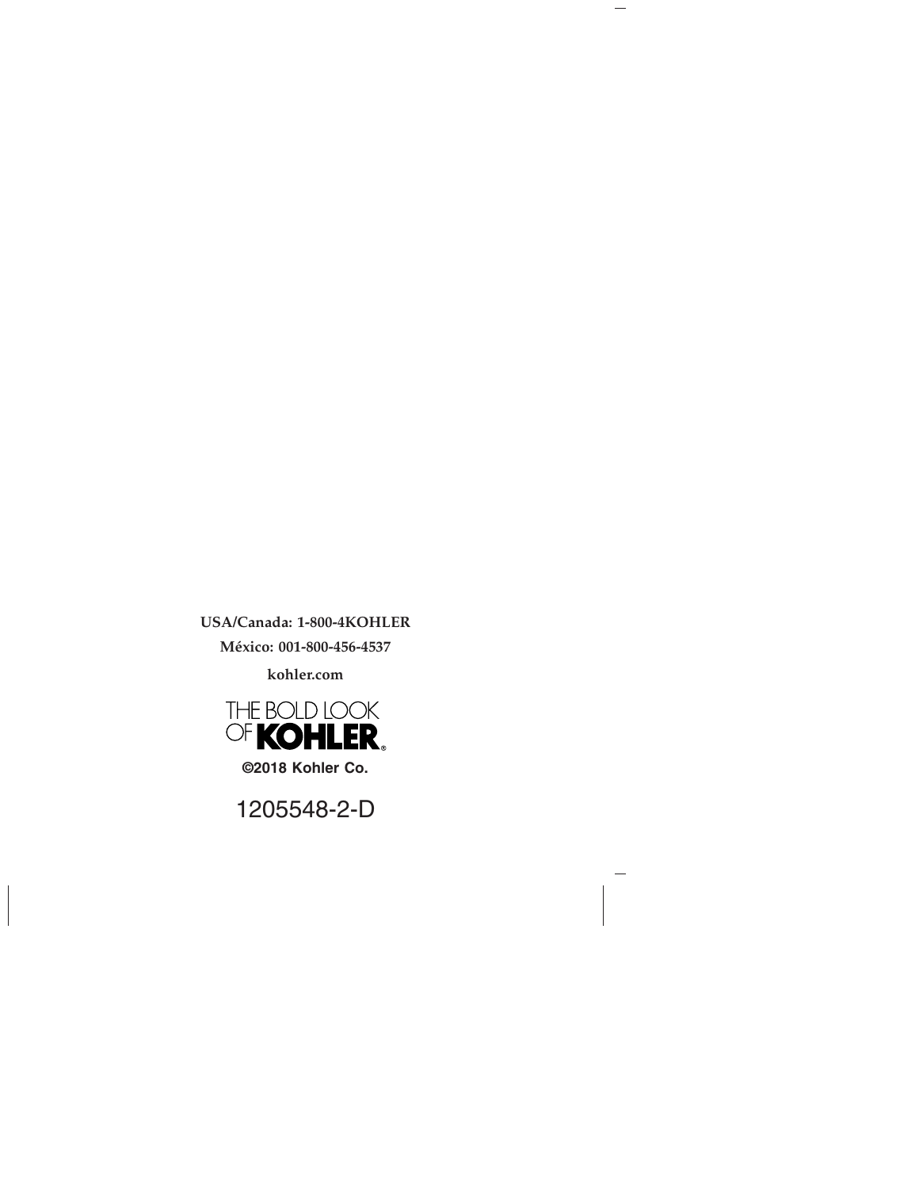**USA/Canada: 1-800-4KOHLER**

**México: 001-800-456-4537**

**kohler.com**

THE BOLD LOOK OF **KOHLER**®

**©2018 Kohler Co.**

1205548-2-D